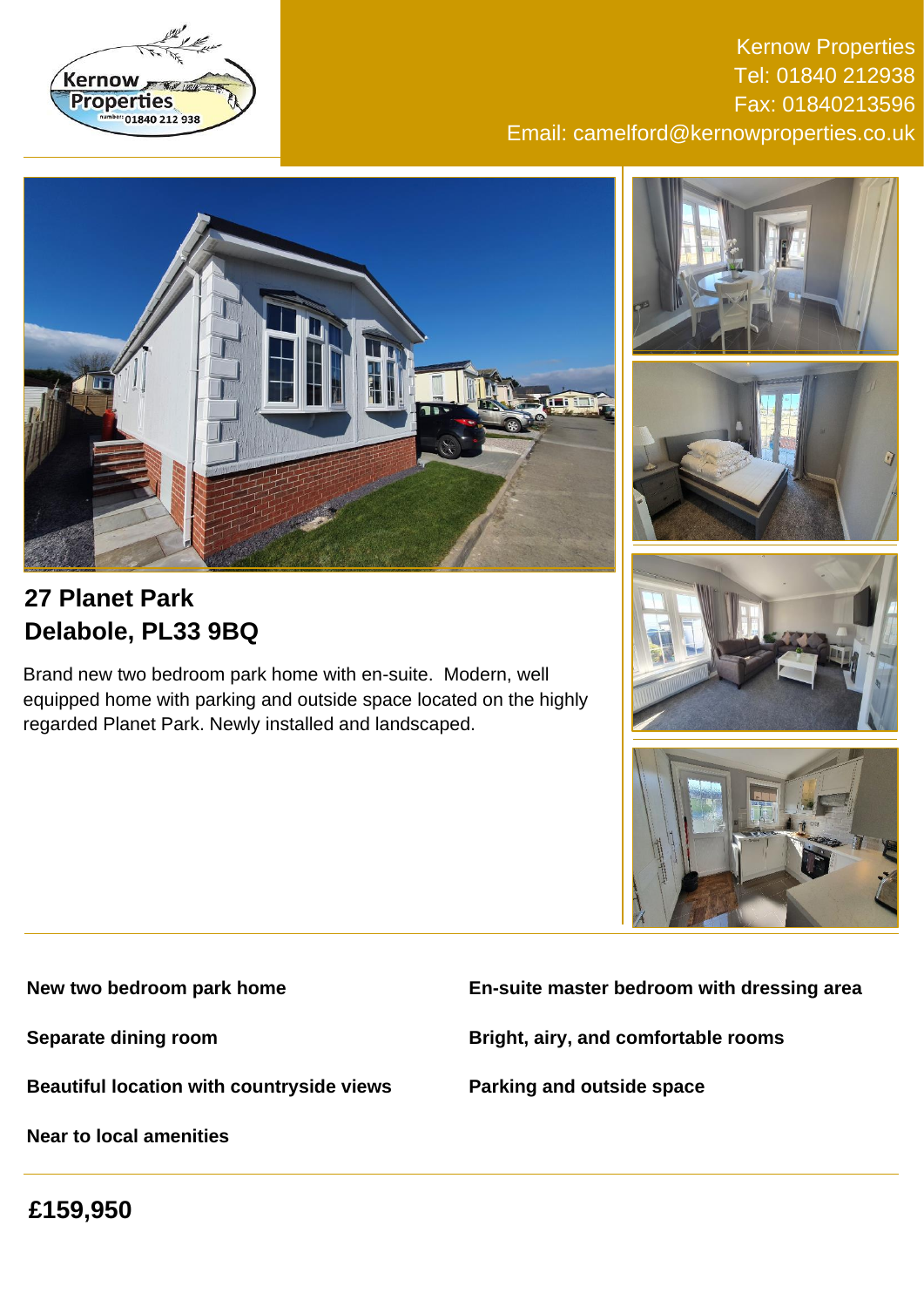Kernow Properties
Tel: 01840 212938
Fax: 01840213596
Email: camelford@kernowproperties.co.uk

## 27 Planet Park
## Delabole, PL33 9BQ

Brand new two bedroom park home with en-suite. Modern, well equipped home with parking and outside space located on the highly regarded Planet Park. Newly installed and landscaped.

**New two bedroom park home**

**En-suite master bedroom with dressing area**

**Separate dining room**

**Bright, airy, and comfortable rooms**

**Beautiful location with countryside views**

**Parking and outside space**

**Near to local amenities**

## £159,950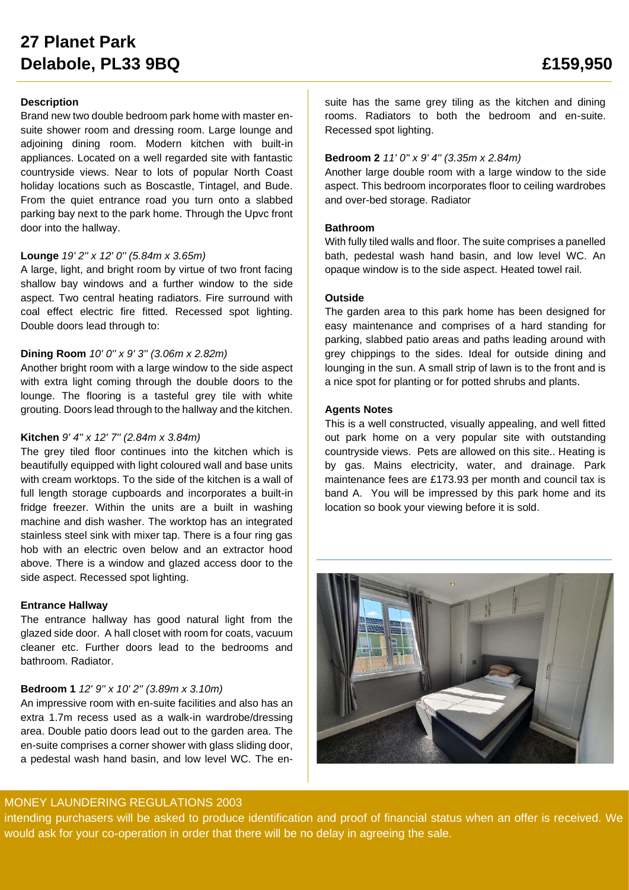# 27 Planet Park
# Delabole, PL33 9BQ

**£159,950**

**Description**

Brand new two double bedroom park home with master en-suite shower room and dressing room. Large lounge and adjoining dining room. Modern kitchen with built-in appliances. Located on a well regarded site with fantastic countryside views. Near to lots of popular North Coast holiday locations such as Boscastle, Tintagel, and Bude. From the quiet entrance road you turn onto a slabbed parking bay next to the park home. Through the Upvc front door into the hallway.

**Lounge** *19' 2" x 12' 0" (5.84m x 3.65m)*

A large, light, and bright room by virtue of two front facing shallow bay windows and a further window to the side aspect. Two central heating radiators. Fire surround with coal effect electric fire fitted. Recessed spot lighting. Double doors lead through to:

**Dining Room** *10' 0" x 9' 3" (3.06m x 2.82m)*

Another bright room with a large window to the side aspect with extra light coming through the double doors to the lounge. The flooring is a tasteful grey tile with white grouting. Doors lead through to the hallway and the kitchen.

**Kitchen** *9' 4" x 12' 7" (2.84m x 3.84m)*

The grey tiled floor continues into the kitchen which is beautifully equipped with light coloured wall and base units with cream worktops. To the side of the kitchen is a wall of full length storage cupboards and incorporates a built-in fridge freezer. Within the units are a built in washing machine and dish washer. The worktop has an integrated stainless steel sink with mixer tap. There is a four ring gas hob with an electric oven below and an extractor hood above. There is a window and glazed access door to the side aspect. Recessed spot lighting.

**Entrance Hallway**

The entrance hallway has good natural light from the glazed side door. A hall closet with room for coats, vacuum cleaner etc. Further doors lead to the bedrooms and bathroom. Radiator.

**Bedroom 1** *12' 9" x 10' 2" (3.89m x 3.10m)*

An impressive room with en-suite facilities and also has an extra 1.7m recess used as a walk-in wardrobe/dressing area. Double patio doors lead out to the garden area. The en-suite comprises a corner shower with glass sliding door, a pedestal wash hand basin, and low level WC. The en-suite has the same grey tiling as the kitchen and dining rooms. Radiators to both the bedroom and en-suite. Recessed spot lighting.

**Bedroom 2** *11' 0" x 9' 4" (3.35m x 2.84m)*

Another large double room with a large window to the side aspect. This bedroom incorporates floor to ceiling wardrobes and over-bed storage. Radiator

**Bathroom**

With fully tiled walls and floor. The suite comprises a panelled bath, pedestal wash hand basin, and low level WC. An opaque window is to the side aspect. Heated towel rail.

**Outside**

The garden area to this park home has been designed for easy maintenance and comprises of a hard standing for parking, slabbed patio areas and paths leading around with grey chippings to the sides. Ideal for outside dining and lounging in the sun. A small strip of lawn is to the front and is a nice spot for planting or for potted shrubs and plants.

**Agents Notes**

This is a well constructed, visually appealing, and well fitted out park home on a very popular site with outstanding countryside views. Pets are allowed on this site.. Heating is by gas. Mains electricity, water, and drainage. Park maintenance fees are £173.93 per month and council tax is band A. You will be impressed by this park home and its location so book your viewing before it is sold.

MONEY LAUNDERING REGULATIONS 2003

intending purchasers will be asked to produce identification and proof of financial status when an offer is received. We would ask for your co-operation in order that there will be no delay in agreeing the sale.